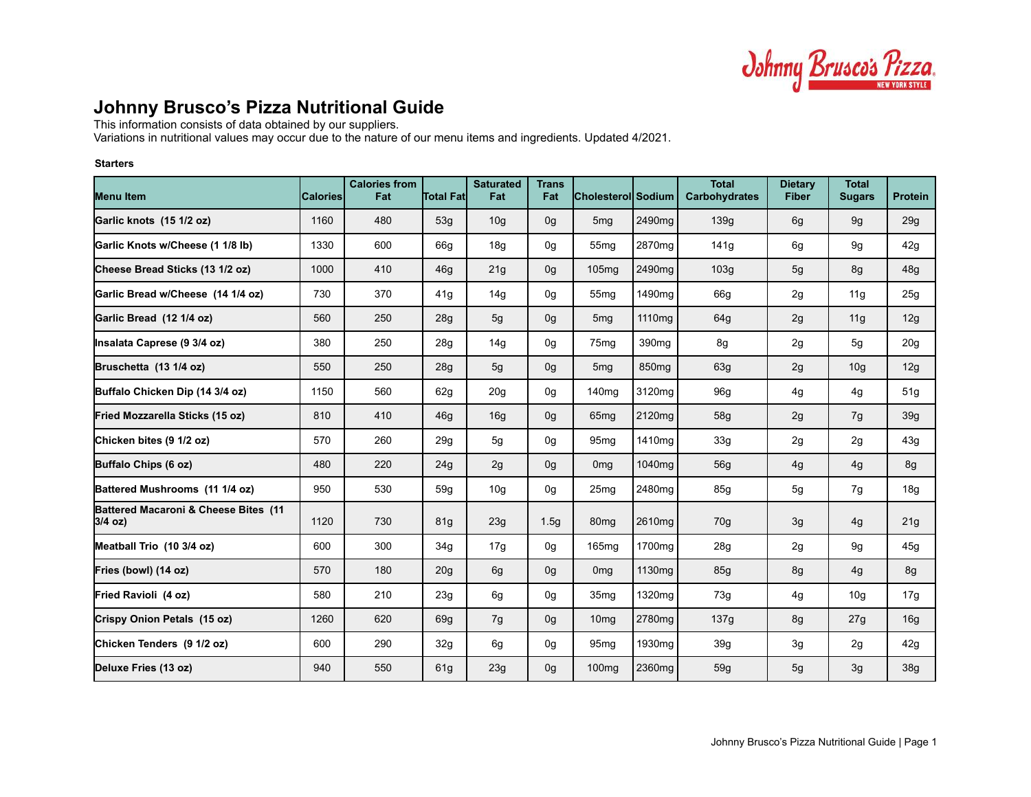# Johnny Brusco's Pizza Nutritional Guide

This information consists of data obtained by our suppliers.
Variations in nutritional values may occur due to the nature of our menu items and ingredients. Updated 4/2021.

### Starters

| Menu Item | Calories | Calories from Fat | Total Fat | Saturated Fat | Trans Fat | Cholesterol | Sodium | Total Carbohydrates | Dietary Fiber | Total Sugars | Protein |
|---|---|---|---|---|---|---|---|---|---|---|---|
| **Garlic knots (15 1/2 oz)** | 1160 | 480 | 53g | 10g | 0g | 5mg | 2490mg | 139g | 6g | 9g | 29g |
| **Garlic Knots w/Cheese (1 1/8 lb)** | 1330 | 600 | 66g | 18g | 0g | 55mg | 2870mg | 141g | 6g | 9g | 42g |
| **Cheese Bread Sticks (13 1/2 oz)** | 1000 | 410 | 46g | 21g | 0g | 105mg | 2490mg | 103g | 5g | 8g | 48g |
| **Garlic Bread w/Cheese (14 1/4 oz)** | 730 | 370 | 41g | 14g | 0g | 55mg | 1490mg | 66g | 2g | 11g | 25g |
| **Garlic Bread (12 1/4 oz)** | 560 | 250 | 28g | 5g | 0g | 5mg | 1110mg | 64g | 2g | 11g | 12g |
| **Insalata Caprese (9 3/4 oz)** | 380 | 250 | 28g | 14g | 0g | 75mg | 390mg | 8g | 2g | 5g | 20g |
| **Bruschetta (13 1/4 oz)** | 550 | 250 | 28g | 5g | 0g | 5mg | 850mg | 63g | 2g | 10g | 12g |
| **Buffalo Chicken Dip (14 3/4 oz)** | 1150 | 560 | 62g | 20g | 0g | 140mg | 3120mg | 96g | 4g | 4g | 51g |
| **Fried Mozzarella Sticks (15 oz)** | 810 | 410 | 46g | 16g | 0g | 65mg | 2120mg | 58g | 2g | 7g | 39g |
| **Chicken bites (9 1/2 oz)** | 570 | 260 | 29g | 5g | 0g | 95mg | 1410mg | 33g | 2g | 2g | 43g |
| **Buffalo Chips (6 oz)** | 480 | 220 | 24g | 2g | 0g | 0mg | 1040mg | 56g | 4g | 4g | 8g |
| **Battered Mushrooms (11 1/4 oz)** | 950 | 530 | 59g | 10g | 0g | 25mg | 2480mg | 85g | 5g | 7g | 18g |
| **Battered Macaroni & Cheese Bites (11 3/4 oz)** | 1120 | 730 | 81g | 23g | 1.5g | 80mg | 2610mg | 70g | 3g | 4g | 21g |
| **Meatball Trio (10 3/4 oz)** | 600 | 300 | 34g | 17g | 0g | 165mg | 1700mg | 28g | 2g | 9g | 45g |
| **Fries (bowl) (14 oz)** | 570 | 180 | 20g | 6g | 0g | 0mg | 1130mg | 85g | 8g | 4g | 8g |
| **Fried Ravioli (4 oz)** | 580 | 210 | 23g | 6g | 0g | 35mg | 1320mg | 73g | 4g | 10g | 17g |
| **Crispy Onion Petals (15 oz)** | 1260 | 620 | 69g | 7g | 0g | 10mg | 2780mg | 137g | 8g | 27g | 16g |
| **Chicken Tenders (9 1/2 oz)** | 600 | 290 | 32g | 6g | 0g | 95mg | 1930mg | 39g | 3g | 2g | 42g |
| **Deluxe Fries (13 oz)** | 940 | 550 | 61g | 23g | 0g | 100mg | 2360mg | 59g | 5g | 3g | 38g |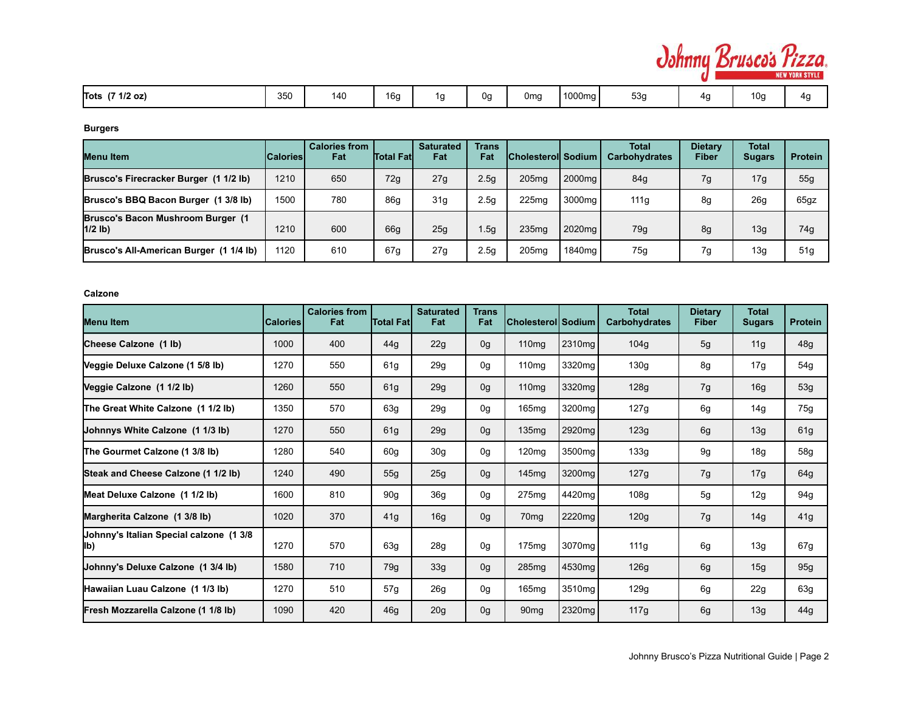| Tots (7 1/2 oz) | 350 | 140 | 16g | 1g | 0g | 0mg | 1000mg | 53g | 4g | 10g | 4g |
|---|---|---|---|---|---|---|---|---|---|---|---|

**Burgers**

| Menu Item | Calories | Calories from Fat | Total Fat | Saturated Fat | Trans Fat | Cholesterol | Sodium | Total Carbohydrates | Dietary Fiber | Total Sugars | Protein |
|---|---|---|---|---|---|---|---|---|---|---|---|
| Brusco's Firecracker Burger (1 1/2 lb) | 1210 | 650 | 72g | 27g | 2.5g | 205mg | 2000mg | 84g | 7g | 17g | 55g |
| Brusco's BBQ Bacon Burger (1 3/8 lb) | 1500 | 780 | 86g | 31g | 2.5g | 225mg | 3000mg | 111g | 8g | 26g | 65gz |
| Brusco's Bacon Mushroom Burger (1 1/2 lb) | 1210 | 600 | 66g | 25g | 1.5g | 235mg | 2020mg | 79g | 8g | 13g | 74g |
| Brusco's All-American Burger (1 1/4 lb) | 1120 | 610 | 67g | 27g | 2.5g | 205mg | 1840mg | 75g | 7g | 13g | 51g |

**Calzone**

| Menu Item | Calories | Calories from Fat | Total Fat | Saturated Fat | Trans Fat | Cholesterol | Sodium | Total Carbohydrates | Dietary Fiber | Total Sugars | Protein |
|---|---|---|---|---|---|---|---|---|---|---|---|
| Cheese Calzone (1 lb) | 1000 | 400 | 44g | 22g | 0g | 110mg | 2310mg | 104g | 5g | 11g | 48g |
| Veggie Deluxe Calzone (1 5/8 lb) | 1270 | 550 | 61g | 29g | 0g | 110mg | 3320mg | 130g | 8g | 17g | 54g |
| Veggie Calzone (1 1/2 lb) | 1260 | 550 | 61g | 29g | 0g | 110mg | 3320mg | 128g | 7g | 16g | 53g |
| The Great White Calzone (1 1/2 lb) | 1350 | 570 | 63g | 29g | 0g | 165mg | 3200mg | 127g | 6g | 14g | 75g |
| Johnnys White Calzone (1 1/3 lb) | 1270 | 550 | 61g | 29g | 0g | 135mg | 2920mg | 123g | 6g | 13g | 61g |
| The Gourmet Calzone (1 3/8 lb) | 1280 | 540 | 60g | 30g | 0g | 120mg | 3500mg | 133g | 9g | 18g | 58g |
| Steak and Cheese Calzone (1 1/2 lb) | 1240 | 490 | 55g | 25g | 0g | 145mg | 3200mg | 127g | 7g | 17g | 64g |
| Meat Deluxe Calzone (1 1/2 lb) | 1600 | 810 | 90g | 36g | 0g | 275mg | 4420mg | 108g | 5g | 12g | 94g |
| Margherita Calzone (1 3/8 lb) | 1020 | 370 | 41g | 16g | 0g | 70mg | 2220mg | 120g | 7g | 14g | 41g |
| Johnny's Italian Special calzone (1 3/8 lb) | 1270 | 570 | 63g | 28g | 0g | 175mg | 3070mg | 111g | 6g | 13g | 67g |
| Johnny's Deluxe Calzone (1 3/4 lb) | 1580 | 710 | 79g | 33g | 0g | 285mg | 4530mg | 126g | 6g | 15g | 95g |
| Hawaiian Luau Calzone (1 1/3 lb) | 1270 | 510 | 57g | 26g | 0g | 165mg | 3510mg | 129g | 6g | 22g | 63g |
| Fresh Mozzarella Calzone (1 1/8 lb) | 1090 | 420 | 46g | 20g | 0g | 90mg | 2320mg | 117g | 6g | 13g | 44g |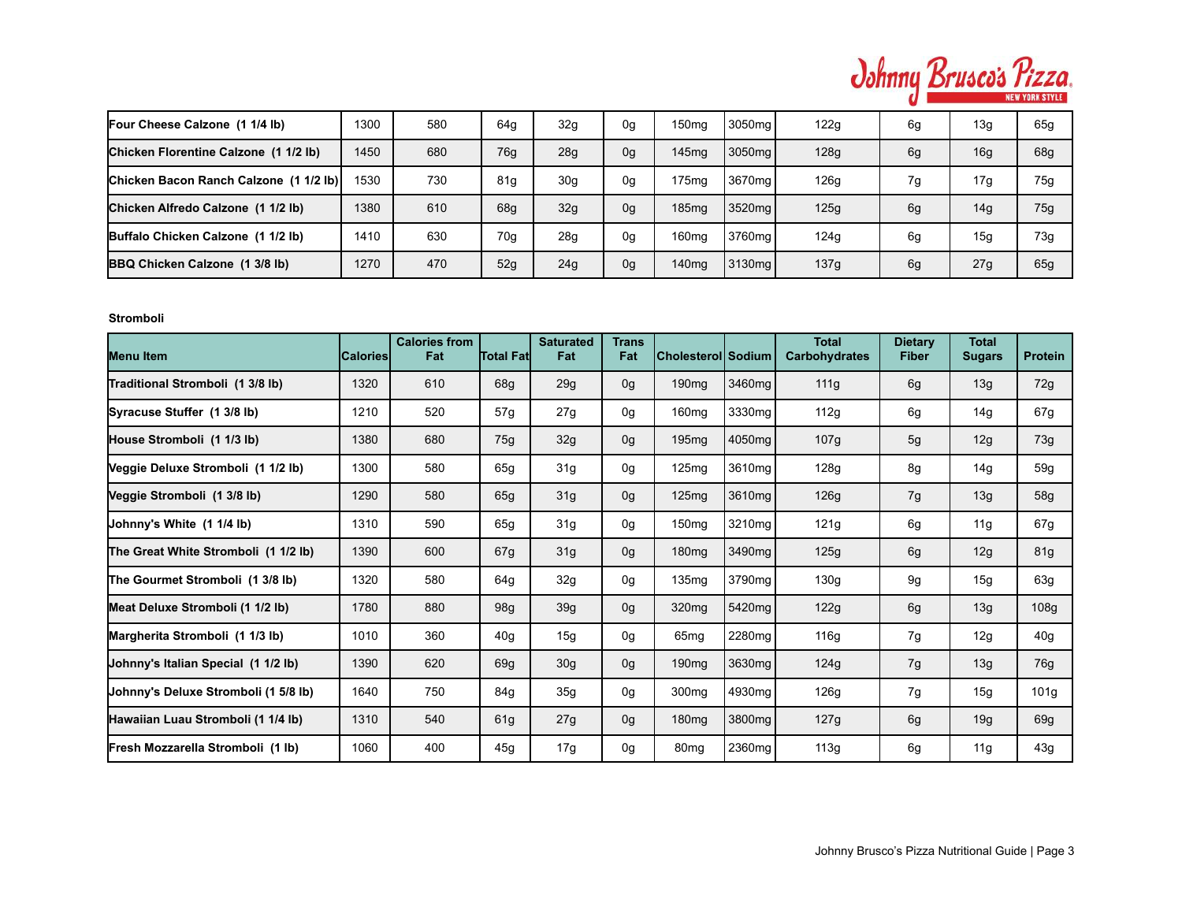| Menu Item | Calories | Calories from Fat | Total Fat | Saturated Fat | Trans Fat | Cholesterol | Sodium | Total Carbohydrates | Dietary Fiber | Total Sugars | Protein |
|---|---|---|---|---|---|---|---|---|---|---|---|
| **Four Cheese Calzone (1 1/4 lb)** | 1300 | 580 | 64g | 32g | 0g | 150mg | 3050mg | 122g | 6g | 13g | 65g |
| **Chicken Florentine Calzone (1 1/2 lb)** | 1450 | 680 | 76g | 28g | 0g | 145mg | 3050mg | 128g | 6g | 16g | 68g |
| **Chicken Bacon Ranch Calzone (1 1/2 lb)** | 1530 | 730 | 81g | 30g | 0g | 175mg | 3670mg | 126g | 7g | 17g | 75g |
| **Chicken Alfredo Calzone (1 1/2 lb)** | 1380 | 610 | 68g | 32g | 0g | 185mg | 3520mg | 125g | 6g | 14g | 75g |
| **Buffalo Chicken Calzone (1 1/2 lb)** | 1410 | 630 | 70g | 28g | 0g | 160mg | 3760mg | 124g | 6g | 15g | 73g |
| **BBQ Chicken Calzone (1 3/8 lb)** | 1270 | 470 | 52g | 24g | 0g | 140mg | 3130mg | 137g | 6g | 27g | 65g |

**Stromboli**

| Menu Item | Calories | Calories from Fat | Total Fat | Saturated Fat | Trans Fat | Cholesterol | Sodium | Total Carbohydrates | Dietary Fiber | Total Sugars | Protein |
|---|---|---|---|---|---|---|---|---|---|---|---|
| **Traditional Stromboli (1 3/8 lb)** | 1320 | 610 | 68g | 29g | 0g | 190mg | 3460mg | 111g | 6g | 13g | 72g |
| **Syracuse Stuffer (1 3/8 lb)** | 1210 | 520 | 57g | 27g | 0g | 160mg | 3330mg | 112g | 6g | 14g | 67g |
| **House Stromboli (1 1/3 lb)** | 1380 | 680 | 75g | 32g | 0g | 195mg | 4050mg | 107g | 5g | 12g | 73g |
| **Veggie Deluxe Stromboli (1 1/2 lb)** | 1300 | 580 | 65g | 31g | 0g | 125mg | 3610mg | 128g | 8g | 14g | 59g |
| **Veggie Stromboli (1 3/8 lb)** | 1290 | 580 | 65g | 31g | 0g | 125mg | 3610mg | 126g | 7g | 13g | 58g |
| **Johnny's White (1 1/4 lb)** | 1310 | 590 | 65g | 31g | 0g | 150mg | 3210mg | 121g | 6g | 11g | 67g |
| **The Great White Stromboli (1 1/2 lb)** | 1390 | 600 | 67g | 31g | 0g | 180mg | 3490mg | 125g | 6g | 12g | 81g |
| **The Gourmet Stromboli (1 3/8 lb)** | 1320 | 580 | 64g | 32g | 0g | 135mg | 3790mg | 130g | 9g | 15g | 63g |
| **Meat Deluxe Stromboli (1 1/2 lb)** | 1780 | 880 | 98g | 39g | 0g | 320mg | 5420mg | 122g | 6g | 13g | 108g |
| **Margherita Stromboli (1 1/3 lb)** | 1010 | 360 | 40g | 15g | 0g | 65mg | 2280mg | 116g | 7g | 12g | 40g |
| **Johnny's Italian Special (1 1/2 lb)** | 1390 | 620 | 69g | 30g | 0g | 190mg | 3630mg | 124g | 7g | 13g | 76g |
| **Johnny's Deluxe Stromboli (1 5/8 lb)** | 1640 | 750 | 84g | 35g | 0g | 300mg | 4930mg | 126g | 7g | 15g | 101g |
| **Hawaiian Luau Stromboli (1 1/4 lb)** | 1310 | 540 | 61g | 27g | 0g | 180mg | 3800mg | 127g | 6g | 19g | 69g |
| **Fresh Mozzarella Stromboli (1 lb)** | 1060 | 400 | 45g | 17g | 0g | 80mg | 2360mg | 113g | 6g | 11g | 43g |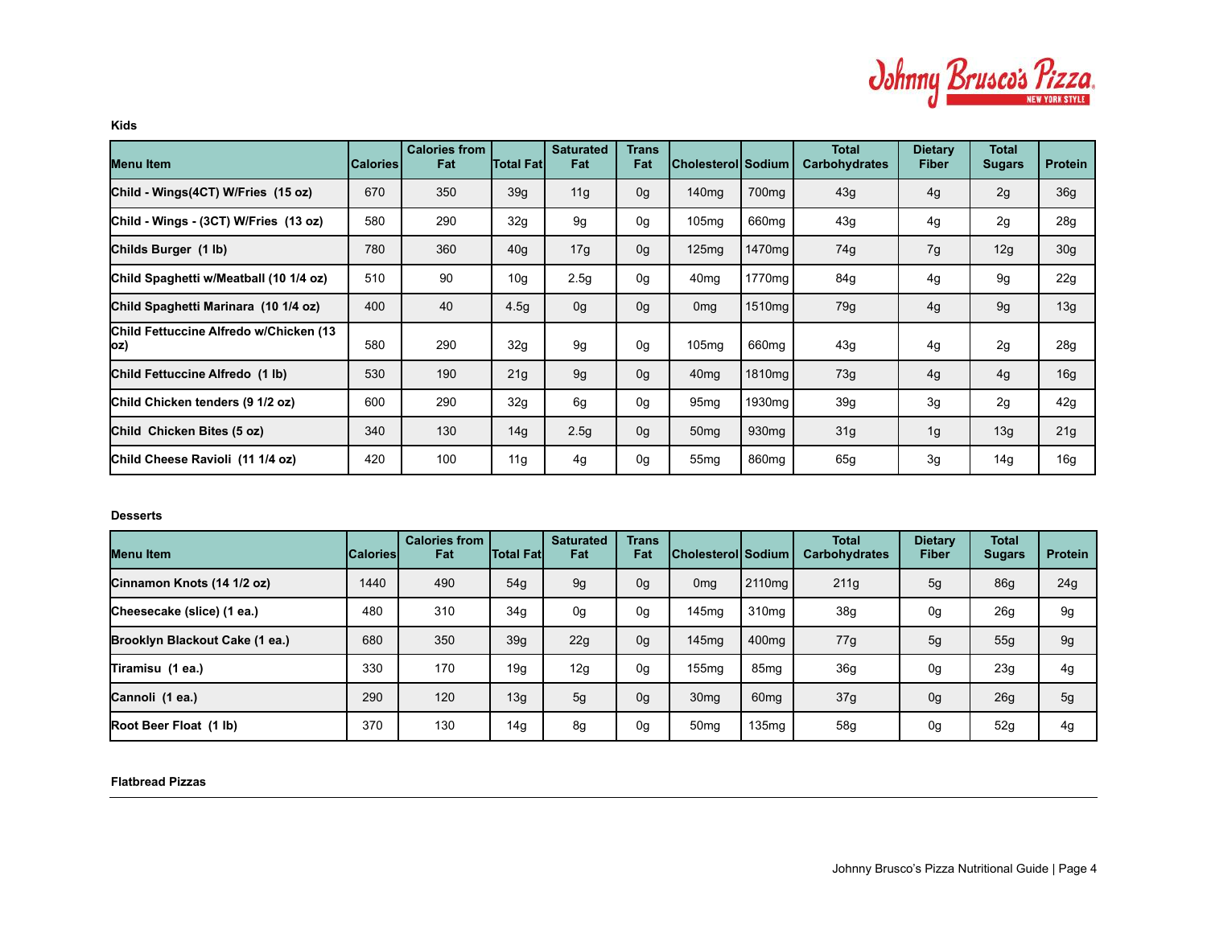**Kids**

| Menu Item | Calories | Calories from Fat | Total Fat | Saturated Fat | Trans Fat | Cholesterol | Sodium | Total Carbohydrates | Dietary Fiber | Total Sugars | Protein |
|---|---|---|---|---|---|---|---|---|---|---|---|
| Child - Wings(4CT) W/Fries (15 oz) | 670 | 350 | 39g | 11g | 0g | 140mg | 700mg | 43g | 4g | 2g | 36g |
| Child - Wings - (3CT) W/Fries (13 oz) | 580 | 290 | 32g | 9g | 0g | 105mg | 660mg | 43g | 4g | 2g | 28g |
| Childs Burger (1 lb) | 780 | 360 | 40g | 17g | 0g | 125mg | 1470mg | 74g | 7g | 12g | 30g |
| Child Spaghetti w/Meatball (10 1/4 oz) | 510 | 90 | 10g | 2.5g | 0g | 40mg | 1770mg | 84g | 4g | 9g | 22g |
| Child Spaghetti Marinara (10 1/4 oz) | 400 | 40 | 4.5g | 0g | 0g | 0mg | 1510mg | 79g | 4g | 9g | 13g |
| Child Fettuccine Alfredo w/Chicken (13 oz) | 580 | 290 | 32g | 9g | 0g | 105mg | 660mg | 43g | 4g | 2g | 28g |
| Child Fettuccine Alfredo (1 lb) | 530 | 190 | 21g | 9g | 0g | 40mg | 1810mg | 73g | 4g | 4g | 16g |
| Child Chicken tenders (9 1/2 oz) | 600 | 290 | 32g | 6g | 0g | 95mg | 1930mg | 39g | 3g | 2g | 42g |
| Child Chicken Bites (5 oz) | 340 | 130 | 14g | 2.5g | 0g | 50mg | 930mg | 31g | 1g | 13g | 21g |
| Child Cheese Ravioli (11 1/4 oz) | 420 | 100 | 11g | 4g | 0g | 55mg | 860mg | 65g | 3g | 14g | 16g |

**Desserts**

| Menu Item | Calories | Calories from Fat | Total Fat | Saturated Fat | Trans Fat | Cholesterol | Sodium | Total Carbohydrates | Dietary Fiber | Total Sugars | Protein |
|---|---|---|---|---|---|---|---|---|---|---|---|
| Cinnamon Knots (14 1/2 oz) | 1440 | 490 | 54g | 9g | 0g | 0mg | 2110mg | 211g | 5g | 86g | 24g |
| Cheesecake (slice) (1 ea.) | 480 | 310 | 34g | 0g | 0g | 145mg | 310mg | 38g | 0g | 26g | 9g |
| Brooklyn Blackout Cake (1 ea.) | 680 | 350 | 39g | 22g | 0g | 145mg | 400mg | 77g | 5g | 55g | 9g |
| Tiramisu (1 ea.) | 330 | 170 | 19g | 12g | 0g | 155mg | 85mg | 36g | 0g | 23g | 4g |
| Cannoli (1 ea.) | 290 | 120 | 13g | 5g | 0g | 30mg | 60mg | 37g | 0g | 26g | 5g |
| Root Beer Float (1 lb) | 370 | 130 | 14g | 8g | 0g | 50mg | 135mg | 58g | 0g | 52g | 4g |

**Flatbread Pizzas**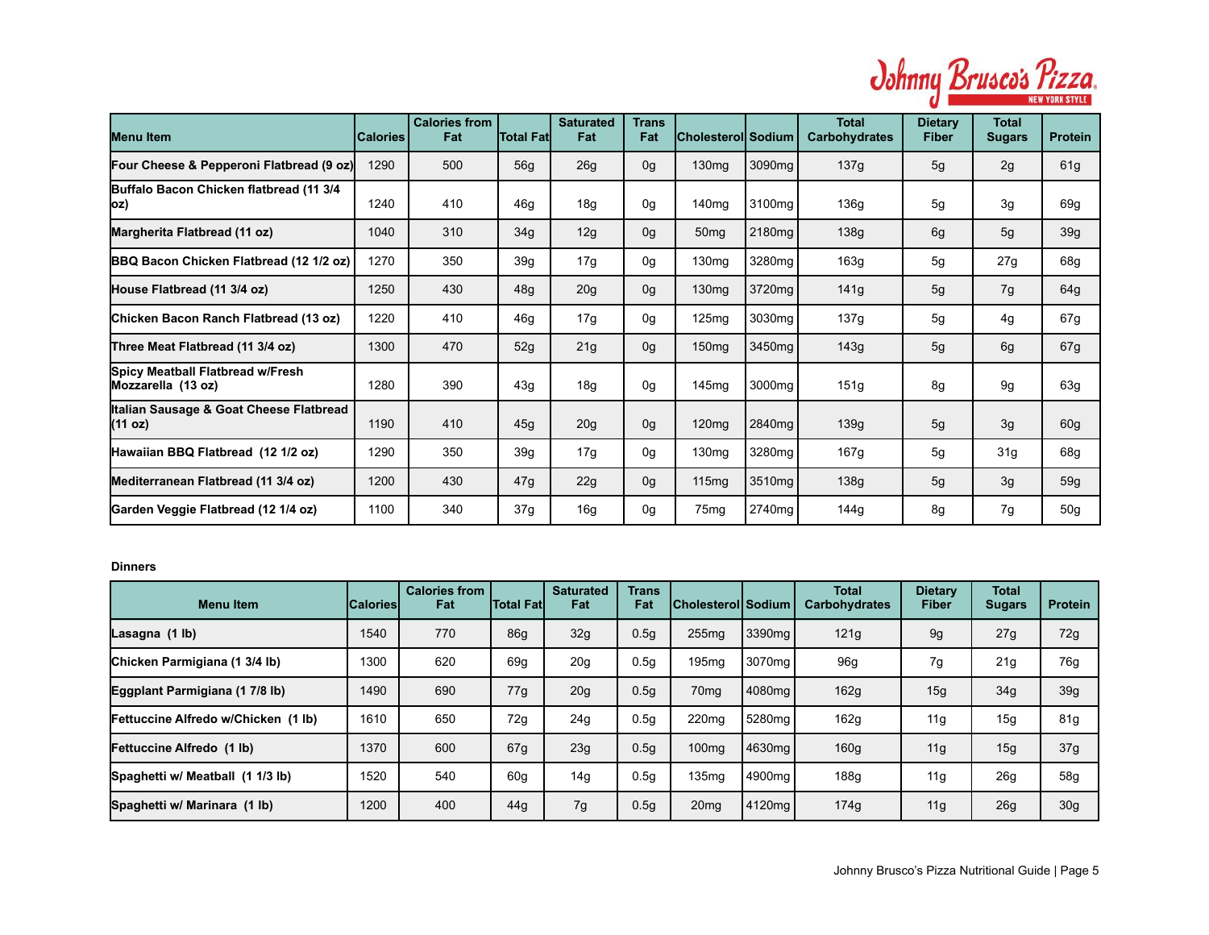| Menu Item | Calories | Calories from Fat | Total Fat | Saturated Fat | Trans Fat | Cholesterol | Sodium | Total Carbohydrates | Dietary Fiber | Total Sugars | Protein |
|---|---|---|---|---|---|---|---|---|---|---|---|
| **Four Cheese & Pepperoni Flatbread (9 oz)** | 1290 | 500 | 56g | 26g | 0g | 130mg | 3090mg | 137g | 5g | 2g | 61g |
| **Buffalo Bacon Chicken flatbread (11 3/4 oz)** | 1240 | 410 | 46g | 18g | 0g | 140mg | 3100mg | 136g | 5g | 3g | 69g |
| **Margherita Flatbread (11 oz)** | 1040 | 310 | 34g | 12g | 0g | 50mg | 2180mg | 138g | 6g | 5g | 39g |
| **BBQ Bacon Chicken Flatbread (12 1/2 oz)** | 1270 | 350 | 39g | 17g | 0g | 130mg | 3280mg | 163g | 5g | 27g | 68g |
| **House Flatbread (11 3/4 oz)** | 1250 | 430 | 48g | 20g | 0g | 130mg | 3720mg | 141g | 5g | 7g | 64g |
| **Chicken Bacon Ranch Flatbread (13 oz)** | 1220 | 410 | 46g | 17g | 0g | 125mg | 3030mg | 137g | 5g | 4g | 67g |
| **Three Meat Flatbread (11 3/4 oz)** | 1300 | 470 | 52g | 21g | 0g | 150mg | 3450mg | 143g | 5g | 6g | 67g |
| **Spicy Meatball Flatbread w/Fresh Mozzarella (13 oz)** | 1280 | 390 | 43g | 18g | 0g | 145mg | 3000mg | 151g | 8g | 9g | 63g |
| **Italian Sausage & Goat Cheese Flatbread (11 oz)** | 1190 | 410 | 45g | 20g | 0g | 120mg | 2840mg | 139g | 5g | 3g | 60g |
| **Hawaiian BBQ Flatbread (12 1/2 oz)** | 1290 | 350 | 39g | 17g | 0g | 130mg | 3280mg | 167g | 5g | 31g | 68g |
| **Mediterranean Flatbread (11 3/4 oz)** | 1200 | 430 | 47g | 22g | 0g | 115mg | 3510mg | 138g | 5g | 3g | 59g |
| **Garden Veggie Flatbread (12 1/4 oz)** | 1100 | 340 | 37g | 16g | 0g | 75mg | 2740mg | 144g | 8g | 7g | 50g |

**Dinners**

| Menu Item | Calories | Calories from Fat | Total Fat | Saturated Fat | Trans Fat | Cholesterol | Sodium | Total Carbohydrates | Dietary Fiber | Total Sugars | Protein |
|---|---|---|---|---|---|---|---|---|---|---|---|
| **Lasagna (1 lb)** | 1540 | 770 | 86g | 32g | 0.5g | 255mg | 3390mg | 121g | 9g | 27g | 72g |
| **Chicken Parmigiana (1 3/4 lb)** | 1300 | 620 | 69g | 20g | 0.5g | 195mg | 3070mg | 96g | 7g | 21g | 76g |
| **Eggplant Parmigiana (1 7/8 lb)** | 1490 | 690 | 77g | 20g | 0.5g | 70mg | 4080mg | 162g | 15g | 34g | 39g |
| **Fettuccine Alfredo w/Chicken (1 lb)** | 1610 | 650 | 72g | 24g | 0.5g | 220mg | 5280mg | 162g | 11g | 15g | 81g |
| **Fettuccine Alfredo (1 lb)** | 1370 | 600 | 67g | 23g | 0.5g | 100mg | 4630mg | 160g | 11g | 15g | 37g |
| **Spaghetti w/ Meatball (1 1/3 lb)** | 1520 | 540 | 60g | 14g | 0.5g | 135mg | 4900mg | 188g | 11g | 26g | 58g |
| **Spaghetti w/ Marinara (1 lb)** | 1200 | 400 | 44g | 7g | 0.5g | 20mg | 4120mg | 174g | 11g | 26g | 30g |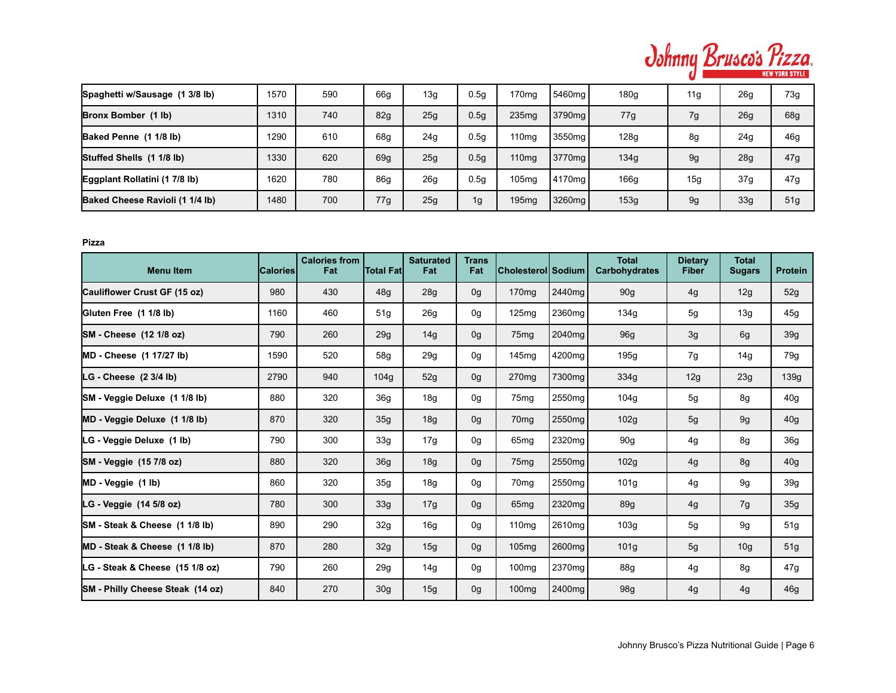| | | | | | | | | | | | |
|---|---|---|---|---|---|---|---|---|---|---|---|
| **Spaghetti w/Sausage (1 3/8 lb)** | 1570 | 590 | 66g | 13g | 0.5g | 170mg | 5460mg | 180g | 11g | 26g | 73g |
| **Bronx Bomber (1 lb)** | 1310 | 740 | 82g | 25g | 0.5g | 235mg | 3790mg | 77g | 7g | 26g | 68g |
| **Baked Penne (1 1/8 lb)** | 1290 | 610 | 68g | 24g | 0.5g | 110mg | 3550mg | 128g | 8g | 24g | 46g |
| **Stuffed Shells (1 1/8 lb)** | 1330 | 620 | 69g | 25g | 0.5g | 110mg | 3770mg | 134g | 9g | 28g | 47g |
| **Eggplant Rollatini (1 7/8 lb)** | 1620 | 780 | 86g | 26g | 0.5g | 105mg | 4170mg | 166g | 15g | 37g | 47g |
| **Baked Cheese Ravioli (1 1/4 lb)** | 1480 | 700 | 77g | 25g | 1g | 195mg | 3260mg | 153g | 9g | 33g | 51g |

**Pizza**

| Menu Item | Calories | Calories from Fat | Total Fat | Saturated Fat | Trans Fat | Cholesterol | Sodium | Total Carbohydrates | Dietary Fiber | Total Sugars | Protein |
|---|---|---|---|---|---|---|---|---|---|---|---|
| **Cauliflower Crust GF (15 oz)** | 980 | 430 | 48g | 28g | 0g | 170mg | 2440mg | 90g | 4g | 12g | 52g |
| **Gluten Free (1 1/8 lb)** | 1160 | 460 | 51g | 26g | 0g | 125mg | 2360mg | 134g | 5g | 13g | 45g |
| **SM - Cheese (12 1/8 oz)** | 790 | 260 | 29g | 14g | 0g | 75mg | 2040mg | 96g | 3g | 6g | 39g |
| **MD - Cheese (1 17/27 lb)** | 1590 | 520 | 58g | 29g | 0g | 145mg | 4200mg | 195g | 7g | 14g | 79g |
| **LG - Cheese (2 3/4 lb)** | 2790 | 940 | 104g | 52g | 0g | 270mg | 7300mg | 334g | 12g | 23g | 139g |
| **SM - Veggie Deluxe (1 1/8 lb)** | 880 | 320 | 36g | 18g | 0g | 75mg | 2550mg | 104g | 5g | 8g | 40g |
| **MD - Veggie Deluxe (1 1/8 lb)** | 870 | 320 | 35g | 18g | 0g | 70mg | 2550mg | 102g | 5g | 9g | 40g |
| **LG - Veggie Deluxe (1 lb)** | 790 | 300 | 33g | 17g | 0g | 65mg | 2320mg | 90g | 4g | 8g | 36g |
| **SM - Veggie (15 7/8 oz)** | 880 | 320 | 36g | 18g | 0g | 75mg | 2550mg | 102g | 4g | 8g | 40g |
| **MD - Veggie (1 lb)** | 860 | 320 | 35g | 18g | 0g | 70mg | 2550mg | 101g | 4g | 9g | 39g |
| **LG - Veggie (14 5/8 oz)** | 780 | 300 | 33g | 17g | 0g | 65mg | 2320mg | 89g | 4g | 7g | 35g |
| **SM - Steak & Cheese (1 1/8 lb)** | 890 | 290 | 32g | 16g | 0g | 110mg | 2610mg | 103g | 5g | 9g | 51g |
| **MD - Steak & Cheese (1 1/8 lb)** | 870 | 280 | 32g | 15g | 0g | 105mg | 2600mg | 101g | 5g | 10g | 51g |
| **LG - Steak & Cheese (15 1/8 oz)** | 790 | 260 | 29g | 14g | 0g | 100mg | 2370mg | 88g | 4g | 8g | 47g |
| **SM - Philly Cheese Steak (14 oz)** | 840 | 270 | 30g | 15g | 0g | 100mg | 2400mg | 98g | 4g | 4g | 46g |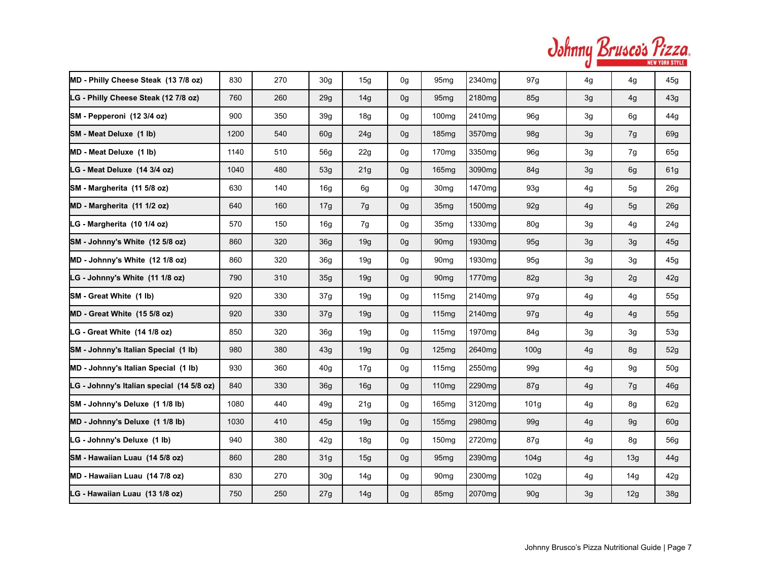| | | | | | | | | | | | |
|---|---|---|---|---|---|---|---|---|---|---|---|
| **MD - Philly Cheese Steak (13 7/8 oz)** | 830 | 270 | 30g | 15g | 0g | 95mg | 2340mg | 97g | 4g | 4g | 45g |
| **LG - Philly Cheese Steak (12 7/8 oz)** | 760 | 260 | 29g | 14g | 0g | 95mg | 2180mg | 85g | 3g | 4g | 43g |
| **SM - Pepperoni (12 3/4 oz)** | 900 | 350 | 39g | 18g | 0g | 100mg | 2410mg | 96g | 3g | 6g | 44g |
| **SM - Meat Deluxe (1 lb)** | 1200 | 540 | 60g | 24g | 0g | 185mg | 3570mg | 98g | 3g | 7g | 69g |
| **MD - Meat Deluxe (1 lb)** | 1140 | 510 | 56g | 22g | 0g | 170mg | 3350mg | 96g | 3g | 7g | 65g |
| **LG - Meat Deluxe (14 3/4 oz)** | 1040 | 480 | 53g | 21g | 0g | 165mg | 3090mg | 84g | 3g | 6g | 61g |
| **SM - Margherita (11 5/8 oz)** | 630 | 140 | 16g | 6g | 0g | 30mg | 1470mg | 93g | 4g | 5g | 26g |
| **MD - Margherita (11 1/2 oz)** | 640 | 160 | 17g | 7g | 0g | 35mg | 1500mg | 92g | 4g | 5g | 26g |
| **LG - Margherita (10 1/4 oz)** | 570 | 150 | 16g | 7g | 0g | 35mg | 1330mg | 80g | 3g | 4g | 24g |
| **SM - Johnny's White (12 5/8 oz)** | 860 | 320 | 36g | 19g | 0g | 90mg | 1930mg | 95g | 3g | 3g | 45g |
| **MD - Johnny's White (12 1/8 oz)** | 860 | 320 | 36g | 19g | 0g | 90mg | 1930mg | 95g | 3g | 3g | 45g |
| **LG - Johnny's White (11 1/8 oz)** | 790 | 310 | 35g | 19g | 0g | 90mg | 1770mg | 82g | 3g | 2g | 42g |
| **SM - Great White (1 lb)** | 920 | 330 | 37g | 19g | 0g | 115mg | 2140mg | 97g | 4g | 4g | 55g |
| **MD - Great White (15 5/8 oz)** | 920 | 330 | 37g | 19g | 0g | 115mg | 2140mg | 97g | 4g | 4g | 55g |
| **LG - Great White (14 1/8 oz)** | 850 | 320 | 36g | 19g | 0g | 115mg | 1970mg | 84g | 3g | 3g | 53g |
| **SM - Johnny's Italian Special (1 lb)** | 980 | 380 | 43g | 19g | 0g | 125mg | 2640mg | 100g | 4g | 8g | 52g |
| **MD - Johnny's Italian Special (1 lb)** | 930 | 360 | 40g | 17g | 0g | 115mg | 2550mg | 99g | 4g | 9g | 50g |
| **LG - Johnny's Italian special (14 5/8 oz)** | 840 | 330 | 36g | 16g | 0g | 110mg | 2290mg | 87g | 4g | 7g | 46g |
| **SM - Johnny's Deluxe (1 1/8 lb)** | 1080 | 440 | 49g | 21g | 0g | 165mg | 3120mg | 101g | 4g | 8g | 62g |
| **MD - Johnny's Deluxe (1 1/8 lb)** | 1030 | 410 | 45g | 19g | 0g | 155mg | 2980mg | 99g | 4g | 9g | 60g |
| **LG - Johnny's Deluxe (1 lb)** | 940 | 380 | 42g | 18g | 0g | 150mg | 2720mg | 87g | 4g | 8g | 56g |
| **SM - Hawaiian Luau (14 5/8 oz)** | 860 | 280 | 31g | 15g | 0g | 95mg | 2390mg | 104g | 4g | 13g | 44g |
| **MD - Hawaiian Luau (14 7/8 oz)** | 830 | 270 | 30g | 14g | 0g | 90mg | 2300mg | 102g | 4g | 14g | 42g |
| **LG - Hawaiian Luau (13 1/8 oz)** | 750 | 250 | 27g | 14g | 0g | 85mg | 2070mg | 90g | 3g | 12g | 38g |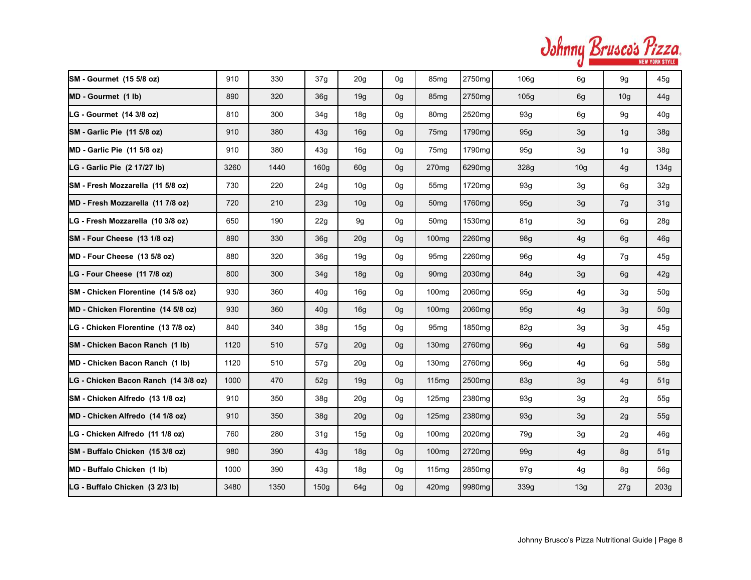| | | | | | | | | | | | |
|---|---|---|---|---|---|---|---|---|---|---|---|
| **SM - Gourmet (15 5/8 oz)** | 910 | 330 | 37g | 20g | 0g | 85mg | 2750mg | 106g | 6g | 9g | 45g |
| **MD - Gourmet (1 lb)** | 890 | 320 | 36g | 19g | 0g | 85mg | 2750mg | 105g | 6g | 10g | 44g |
| **LG - Gourmet (14 3/8 oz)** | 810 | 300 | 34g | 18g | 0g | 80mg | 2520mg | 93g | 6g | 9g | 40g |
| **SM - Garlic Pie (11 5/8 oz)** | 910 | 380 | 43g | 16g | 0g | 75mg | 1790mg | 95g | 3g | 1g | 38g |
| **MD - Garlic Pie (11 5/8 oz)** | 910 | 380 | 43g | 16g | 0g | 75mg | 1790mg | 95g | 3g | 1g | 38g |
| **LG - Garlic Pie (2 17/27 lb)** | 3260 | 1440 | 160g | 60g | 0g | 270mg | 6290mg | 328g | 10g | 4g | 134g |
| **SM - Fresh Mozzarella (11 5/8 oz)** | 730 | 220 | 24g | 10g | 0g | 55mg | 1720mg | 93g | 3g | 6g | 32g |
| **MD - Fresh Mozzarella (11 7/8 oz)** | 720 | 210 | 23g | 10g | 0g | 50mg | 1760mg | 95g | 3g | 7g | 31g |
| **LG - Fresh Mozzarella (10 3/8 oz)** | 650 | 190 | 22g | 9g | 0g | 50mg | 1530mg | 81g | 3g | 6g | 28g |
| **SM - Four Cheese (13 1/8 oz)** | 890 | 330 | 36g | 20g | 0g | 100mg | 2260mg | 98g | 4g | 6g | 46g |
| **MD - Four Cheese (13 5/8 oz)** | 880 | 320 | 36g | 19g | 0g | 95mg | 2260mg | 96g | 4g | 7g | 45g |
| **LG - Four Cheese (11 7/8 oz)** | 800 | 300 | 34g | 18g | 0g | 90mg | 2030mg | 84g | 3g | 6g | 42g |
| **SM - Chicken Florentine (14 5/8 oz)** | 930 | 360 | 40g | 16g | 0g | 100mg | 2060mg | 95g | 4g | 3g | 50g |
| **MD - Chicken Florentine (14 5/8 oz)** | 930 | 360 | 40g | 16g | 0g | 100mg | 2060mg | 95g | 4g | 3g | 50g |
| **LG - Chicken Florentine (13 7/8 oz)** | 840 | 340 | 38g | 15g | 0g | 95mg | 1850mg | 82g | 3g | 3g | 45g |
| **SM - Chicken Bacon Ranch (1 lb)** | 1120 | 510 | 57g | 20g | 0g | 130mg | 2760mg | 96g | 4g | 6g | 58g |
| **MD - Chicken Bacon Ranch (1 lb)** | 1120 | 510 | 57g | 20g | 0g | 130mg | 2760mg | 96g | 4g | 6g | 58g |
| **LG - Chicken Bacon Ranch (14 3/8 oz)** | 1000 | 470 | 52g | 19g | 0g | 115mg | 2500mg | 83g | 3g | 4g | 51g |
| **SM - Chicken Alfredo (13 1/8 oz)** | 910 | 350 | 38g | 20g | 0g | 125mg | 2380mg | 93g | 3g | 2g | 55g |
| **MD - Chicken Alfredo (14 1/8 oz)** | 910 | 350 | 38g | 20g | 0g | 125mg | 2380mg | 93g | 3g | 2g | 55g |
| **LG - Chicken Alfredo (11 1/8 oz)** | 760 | 280 | 31g | 15g | 0g | 100mg | 2020mg | 79g | 3g | 2g | 46g |
| **SM - Buffalo Chicken (15 3/8 oz)** | 980 | 390 | 43g | 18g | 0g | 100mg | 2720mg | 99g | 4g | 8g | 51g |
| **MD - Buffalo Chicken (1 lb)** | 1000 | 390 | 43g | 18g | 0g | 115mg | 2850mg | 97g | 4g | 8g | 56g |
| **LG - Buffalo Chicken (3 2/3 lb)** | 3480 | 1350 | 150g | 64g | 0g | 420mg | 9980mg | 339g | 13g | 27g | 203g |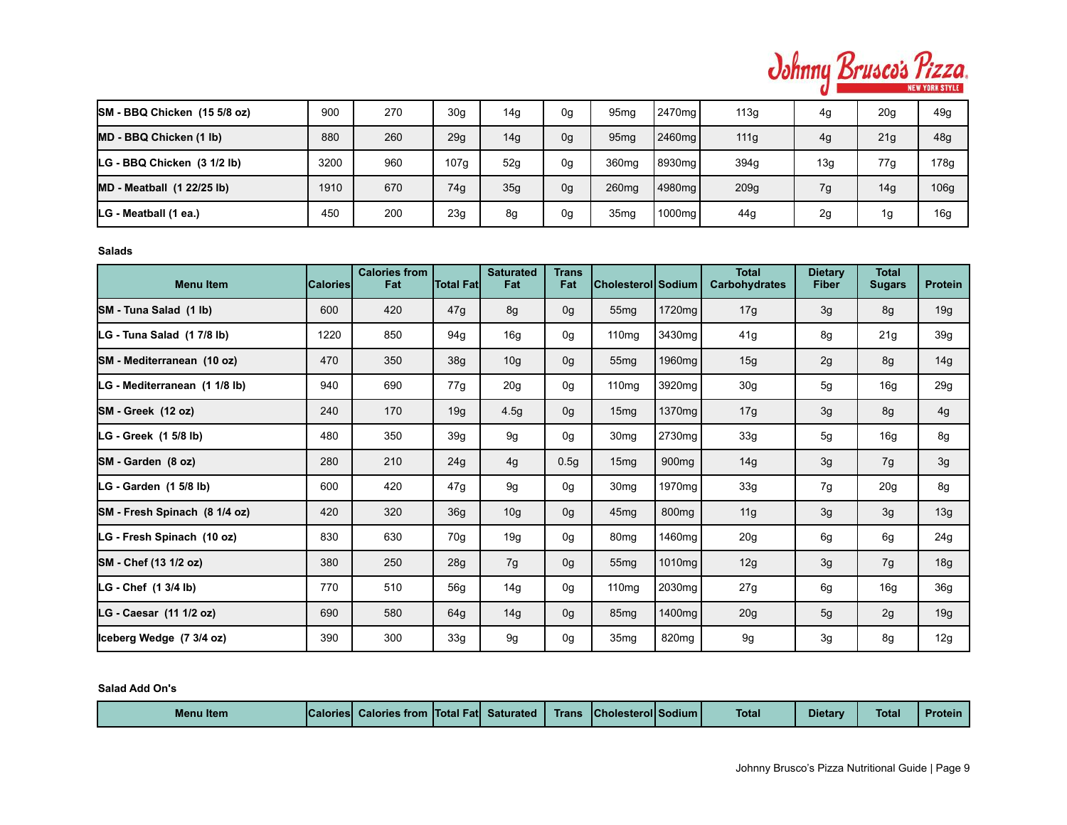| | | | | | | | | | | | |
|---|---|---|---|---|---|---|---|---|---|---|---|
| **SM - BBQ Chicken (15 5/8 oz)** | 900 | 270 | 30g | 14g | 0g | 95mg | 2470mg | 113g | 4g | 20g | 49g |
| **MD - BBQ Chicken (1 lb)** | 880 | 260 | 29g | 14g | 0g | 95mg | 2460mg | 111g | 4g | 21g | 48g |
| **LG - BBQ Chicken (3 1/2 lb)** | 3200 | 960 | 107g | 52g | 0g | 360mg | 8930mg | 394g | 13g | 77g | 178g |
| **MD - Meatball (1 22/25 lb)** | 1910 | 670 | 74g | 35g | 0g | 260mg | 4980mg | 209g | 7g | 14g | 106g |
| **LG - Meatball (1 ea.)** | 450 | 200 | 23g | 8g | 0g | 35mg | 1000mg | 44g | 2g | 1g | 16g |

**Salads**

| Menu Item | Calories | Calories from Fat | Total Fat | Saturated Fat | Trans Fat | Cholesterol | Sodium | Total Carbohydrates | Dietary Fiber | Total Sugars | Protein |
|---|---|---|---|---|---|---|---|---|---|---|---|
| **SM - Tuna Salad (1 lb)** | 600 | 420 | 47g | 8g | 0g | 55mg | 1720mg | 17g | 3g | 8g | 19g |
| **LG - Tuna Salad (1 7/8 lb)** | 1220 | 850 | 94g | 16g | 0g | 110mg | 3430mg | 41g | 8g | 21g | 39g |
| **SM - Mediterranean (10 oz)** | 470 | 350 | 38g | 10g | 0g | 55mg | 1960mg | 15g | 2g | 8g | 14g |
| **LG - Mediterranean (1 1/8 lb)** | 940 | 690 | 77g | 20g | 0g | 110mg | 3920mg | 30g | 5g | 16g | 29g |
| **SM - Greek (12 oz)** | 240 | 170 | 19g | 4.5g | 0g | 15mg | 1370mg | 17g | 3g | 8g | 4g |
| **LG - Greek (1 5/8 lb)** | 480 | 350 | 39g | 9g | 0g | 30mg | 2730mg | 33g | 5g | 16g | 8g |
| **SM - Garden (8 oz)** | 280 | 210 | 24g | 4g | 0.5g | 15mg | 900mg | 14g | 3g | 7g | 3g |
| **LG - Garden (1 5/8 lb)** | 600 | 420 | 47g | 9g | 0g | 30mg | 1970mg | 33g | 7g | 20g | 8g |
| **SM - Fresh Spinach (8 1/4 oz)** | 420 | 320 | 36g | 10g | 0g | 45mg | 800mg | 11g | 3g | 3g | 13g |
| **LG - Fresh Spinach (10 oz)** | 830 | 630 | 70g | 19g | 0g | 80mg | 1460mg | 20g | 6g | 6g | 24g |
| **SM - Chef (13 1/2 oz)** | 380 | 250 | 28g | 7g | 0g | 55mg | 1010mg | 12g | 3g | 7g | 18g |
| **LG - Chef (1 3/4 lb)** | 770 | 510 | 56g | 14g | 0g | 110mg | 2030mg | 27g | 6g | 16g | 36g |
| **LG - Caesar (11 1/2 oz)** | 690 | 580 | 64g | 14g | 0g | 85mg | 1400mg | 20g | 5g | 2g | 19g |
| **Iceberg Wedge (7 3/4 oz)** | 390 | 300 | 33g | 9g | 0g | 35mg | 820mg | 9g | 3g | 8g | 12g |

**Salad Add On's**

| Menu Item | Calories | Calories from | Total Fat | Saturated | Trans | Cholesterol | Sodium | Total | Dietary | Total | Protein |
|---|---|---|---|---|---|---|---|---|---|---|---|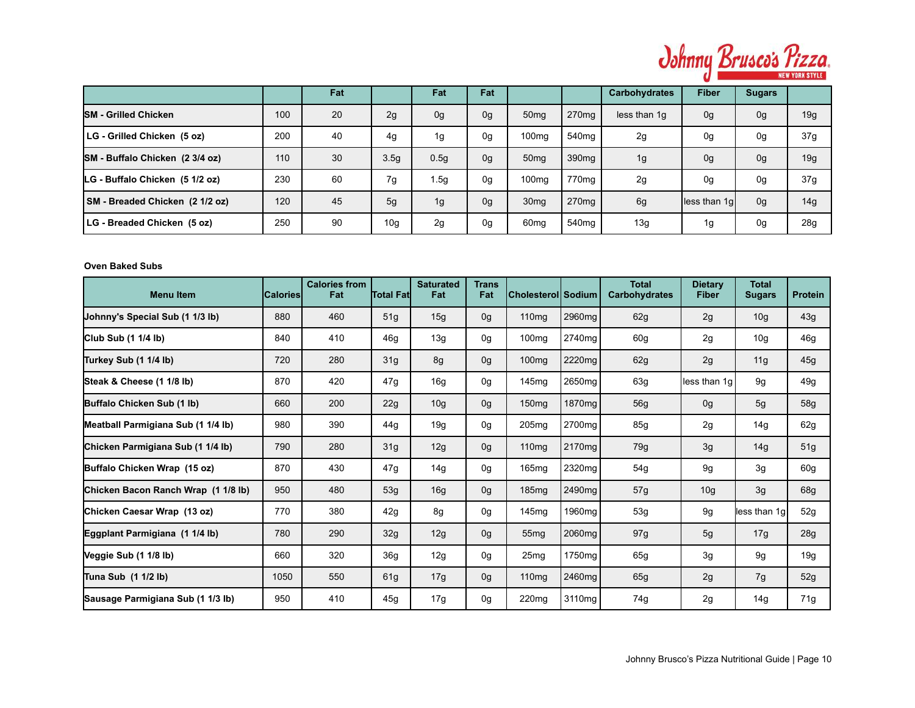| | | Fat | | Fat | Fat | | | Carbohydrates | Fiber | Sugars | |
|---|---|---|---|---|---|---|---|---|---|---|---|
| SM - Grilled Chicken | 100 | 20 | 2g | 0g | 0g | 50mg | 270mg | less than 1g | 0g | 0g | 19g |
| LG - Grilled Chicken (5 oz) | 200 | 40 | 4g | 1g | 0g | 100mg | 540mg | 2g | 0g | 0g | 37g |
| SM - Buffalo Chicken (2 3/4 oz) | 110 | 30 | 3.5g | 0.5g | 0g | 50mg | 390mg | 1g | 0g | 0g | 19g |
| LG - Buffalo Chicken (5 1/2 oz) | 230 | 60 | 7g | 1.5g | 0g | 100mg | 770mg | 2g | 0g | 0g | 37g |
| SM - Breaded Chicken (2 1/2 oz) | 120 | 45 | 5g | 1g | 0g | 30mg | 270mg | 6g | less than 1g | 0g | 14g |
| LG - Breaded Chicken (5 oz) | 250 | 90 | 10g | 2g | 0g | 60mg | 540mg | 13g | 1g | 0g | 28g |

**Oven Baked Subs**

| Menu Item | Calories | Calories from Fat | Total Fat | Saturated Fat | Trans Fat | Cholesterol | Sodium | Total Carbohydrates | Dietary Fiber | Total Sugars | Protein |
|---|---|---|---|---|---|---|---|---|---|---|---|
| Johnny's Special Sub (1 1/3 lb) | 880 | 460 | 51g | 15g | 0g | 110mg | 2960mg | 62g | 2g | 10g | 43g |
| Club Sub (1 1/4 lb) | 840 | 410 | 46g | 13g | 0g | 100mg | 2740mg | 60g | 2g | 10g | 46g |
| Turkey Sub (1 1/4 lb) | 720 | 280 | 31g | 8g | 0g | 100mg | 2220mg | 62g | 2g | 11g | 45g |
| Steak & Cheese (1 1/8 lb) | 870 | 420 | 47g | 16g | 0g | 145mg | 2650mg | 63g | less than 1g | 9g | 49g |
| Buffalo Chicken Sub (1 lb) | 660 | 200 | 22g | 10g | 0g | 150mg | 1870mg | 56g | 0g | 5g | 58g |
| Meatball Parmigiana Sub (1 1/4 lb) | 980 | 390 | 44g | 19g | 0g | 205mg | 2700mg | 85g | 2g | 14g | 62g |
| Chicken Parmigiana Sub (1 1/4 lb) | 790 | 280 | 31g | 12g | 0g | 110mg | 2170mg | 79g | 3g | 14g | 51g |
| Buffalo Chicken Wrap (15 oz) | 870 | 430 | 47g | 14g | 0g | 165mg | 2320mg | 54g | 9g | 3g | 60g |
| Chicken Bacon Ranch Wrap (1 1/8 lb) | 950 | 480 | 53g | 16g | 0g | 185mg | 2490mg | 57g | 10g | 3g | 68g |
| Chicken Caesar Wrap (13 oz) | 770 | 380 | 42g | 8g | 0g | 145mg | 1960mg | 53g | 9g | less than 1g | 52g |
| Eggplant Parmigiana (1 1/4 lb) | 780 | 290 | 32g | 12g | 0g | 55mg | 2060mg | 97g | 5g | 17g | 28g |
| Veggie Sub (1 1/8 lb) | 660 | 320 | 36g | 12g | 0g | 25mg | 1750mg | 65g | 3g | 9g | 19g |
| Tuna Sub (1 1/2 lb) | 1050 | 550 | 61g | 17g | 0g | 110mg | 2460mg | 65g | 2g | 7g | 52g |
| Sausage Parmigiana Sub (1 1/3 lb) | 950 | 410 | 45g | 17g | 0g | 220mg | 3110mg | 74g | 2g | 14g | 71g |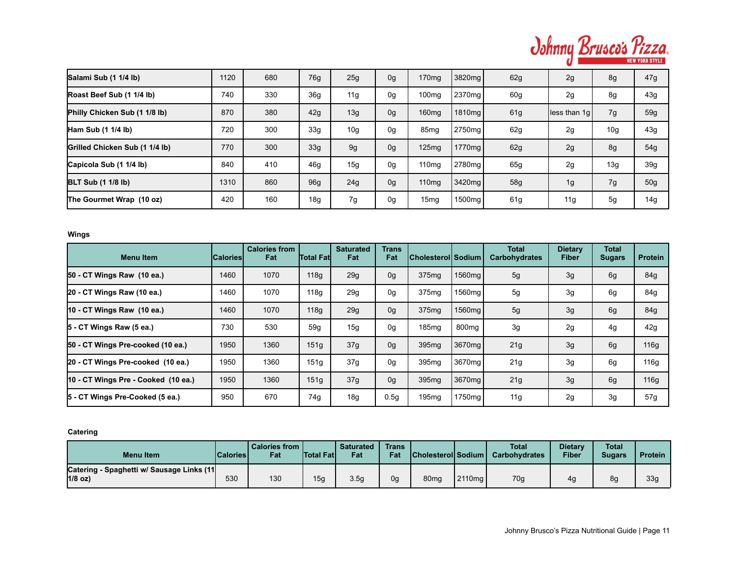| Salami Sub (1 1/4 lb) | 1120 | 680 | 76g | 25g | 0g | 170mg | 3820mg | 62g | 2g | 8g | 47g |
|---|---|---|---|---|---|---|---|---|---|---|---|
| Roast Beef Sub (1 1/4 lb) | 740 | 330 | 36g | 11g | 0g | 100mg | 2370mg | 60g | 2g | 8g | 43g |
| Philly Chicken Sub (1 1/8 lb) | 870 | 380 | 42g | 13g | 0g | 160mg | 1810mg | 61g | less than 1g | 7g | 59g |
| Ham Sub (1 1/4 lb) | 720 | 300 | 33g | 10g | 0g | 85mg | 2750mg | 62g | 2g | 10g | 43g |
| Grilled Chicken Sub (1 1/4 lb) | 770 | 300 | 33g | 9g | 0g | 125mg | 1770mg | 62g | 2g | 8g | 54g |
| Capicola Sub (1 1/4 lb) | 840 | 410 | 46g | 15g | 0g | 110mg | 2780mg | 65g | 2g | 13g | 39g |
| BLT Sub (1 1/8 lb) | 1310 | 860 | 96g | 24g | 0g | 110mg | 3420mg | 58g | 1g | 7g | 50g |
| The Gourmet Wrap (10 oz) | 420 | 160 | 18g | 7g | 0g | 15mg | 1500mg | 61g | 11g | 5g | 14g |

**Wings**

| Menu Item | Calories | Calories from Fat | Total Fat | Saturated Fat | Trans Fat | Cholesterol | Sodium | Total Carbohydrates | Dietary Fiber | Total Sugars | Protein |
|---|---|---|---|---|---|---|---|---|---|---|---|
| 50 - CT Wings Raw (10 ea.) | 1460 | 1070 | 118g | 29g | 0g | 375mg | 1560mg | 5g | 3g | 6g | 84g |
| 20 - CT Wings Raw (10 ea.) | 1460 | 1070 | 118g | 29g | 0g | 375mg | 1560mg | 5g | 3g | 6g | 84g |
| 10 - CT Wings Raw (10 ea.) | 1460 | 1070 | 118g | 29g | 0g | 375mg | 1560mg | 5g | 3g | 6g | 84g |
| 5 - CT Wings Raw (5 ea.) | 730 | 530 | 59g | 15g | 0g | 185mg | 800mg | 3g | 2g | 4g | 42g |
| 50 - CT Wings Pre-cooked (10 ea.) | 1950 | 1360 | 151g | 37g | 0g | 395mg | 3670mg | 21g | 3g | 6g | 116g |
| 20 - CT Wings Pre-cooked (10 ea.) | 1950 | 1360 | 151g | 37g | 0g | 395mg | 3670mg | 21g | 3g | 6g | 116g |
| 10 - CT Wings Pre - Cooked (10 ea.) | 1950 | 1360 | 151g | 37g | 0g | 395mg | 3670mg | 21g | 3g | 6g | 116g |
| 5 - CT Wings Pre-Cooked (5 ea.) | 950 | 670 | 74g | 18g | 0.5g | 195mg | 1750mg | 11g | 2g | 3g | 57g |

**Catering**

| Menu Item | Calories | Calories from Fat | Total Fat | Saturated Fat | Trans Fat | Cholesterol | Sodium | Total Carbohydrates | Dietary Fiber | Total Sugars | Protein |
|---|---|---|---|---|---|---|---|---|---|---|---|
| Catering - Spaghetti w/ Sausage Links (11 1/8 oz) | 530 | 130 | 15g | 3.5g | 0g | 80mg | 2110mg | 70g | 4g | 8g | 33g |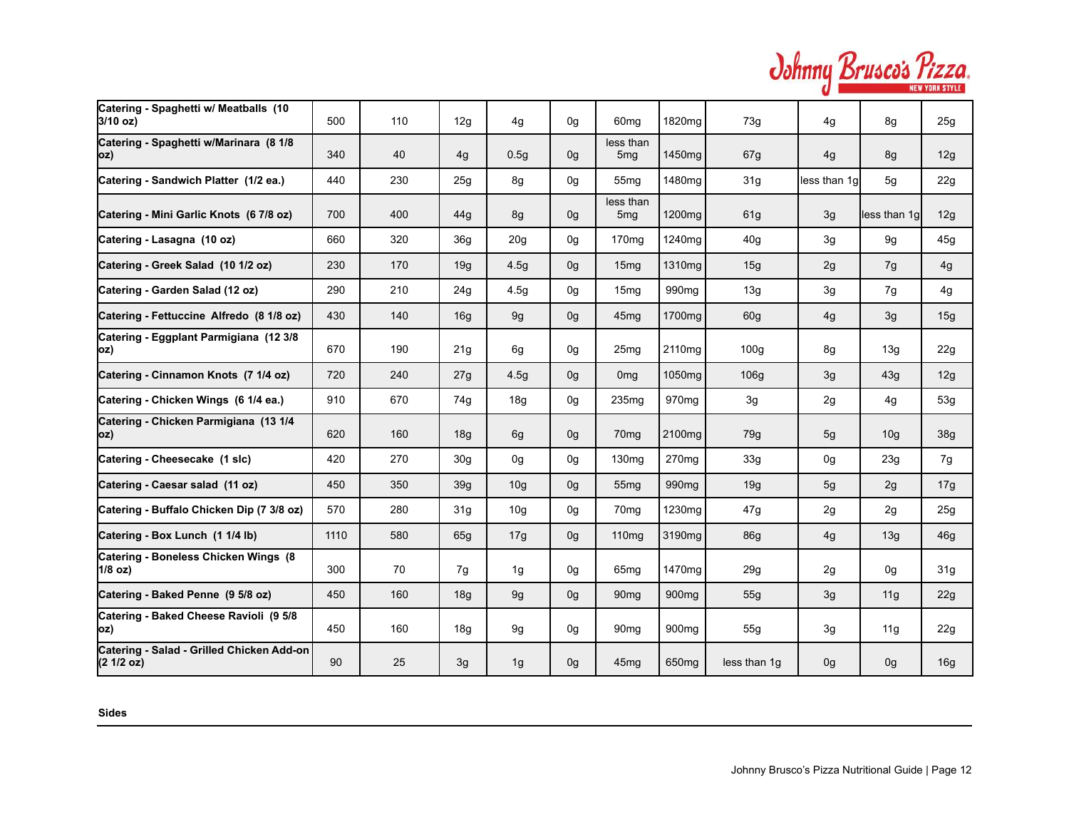| | | | | | | | | | | | |
|---|---|---|---|---|---|---|---|---|---|---|---|
| **Catering - Spaghetti w/ Meatballs (10 3/10 oz)** | 500 | 110 | 12g | 4g | 0g | 60mg | 1820mg | 73g | 4g | 8g | 25g |
| **Catering - Spaghetti w/Marinara (8 1/8 oz)** | 340 | 40 | 4g | 0.5g | 0g | less than 5mg | 1450mg | 67g | 4g | 8g | 12g |
| **Catering - Sandwich Platter (1/2 ea.)** | 440 | 230 | 25g | 8g | 0g | 55mg | 1480mg | 31g | less than 1g | 5g | 22g |
| **Catering - Mini Garlic Knots (6 7/8 oz)** | 700 | 400 | 44g | 8g | 0g | less than 5mg | 1200mg | 61g | 3g | less than 1g | 12g |
| **Catering - Lasagna (10 oz)** | 660 | 320 | 36g | 20g | 0g | 170mg | 1240mg | 40g | 3g | 9g | 45g |
| **Catering - Greek Salad (10 1/2 oz)** | 230 | 170 | 19g | 4.5g | 0g | 15mg | 1310mg | 15g | 2g | 7g | 4g |
| **Catering - Garden Salad (12 oz)** | 290 | 210 | 24g | 4.5g | 0g | 15mg | 990mg | 13g | 3g | 7g | 4g |
| **Catering - Fettuccine Alfredo (8 1/8 oz)** | 430 | 140 | 16g | 9g | 0g | 45mg | 1700mg | 60g | 4g | 3g | 15g |
| **Catering - Eggplant Parmigiana (12 3/8 oz)** | 670 | 190 | 21g | 6g | 0g | 25mg | 2110mg | 100g | 8g | 13g | 22g |
| **Catering - Cinnamon Knots (7 1/4 oz)** | 720 | 240 | 27g | 4.5g | 0g | 0mg | 1050mg | 106g | 3g | 43g | 12g |
| **Catering - Chicken Wings (6 1/4 ea.)** | 910 | 670 | 74g | 18g | 0g | 235mg | 970mg | 3g | 2g | 4g | 53g |
| **Catering - Chicken Parmigiana (13 1/4 oz)** | 620 | 160 | 18g | 6g | 0g | 70mg | 2100mg | 79g | 5g | 10g | 38g |
| **Catering - Cheesecake (1 slc)** | 420 | 270 | 30g | 0g | 0g | 130mg | 270mg | 33g | 0g | 23g | 7g |
| **Catering - Caesar salad (11 oz)** | 450 | 350 | 39g | 10g | 0g | 55mg | 990mg | 19g | 5g | 2g | 17g |
| **Catering - Buffalo Chicken Dip (7 3/8 oz)** | 570 | 280 | 31g | 10g | 0g | 70mg | 1230mg | 47g | 2g | 2g | 25g |
| **Catering - Box Lunch (1 1/4 lb)** | 1110 | 580 | 65g | 17g | 0g | 110mg | 3190mg | 86g | 4g | 13g | 46g |
| **Catering - Boneless Chicken Wings (8 1/8 oz)** | 300 | 70 | 7g | 1g | 0g | 65mg | 1470mg | 29g | 2g | 0g | 31g |
| **Catering - Baked Penne (9 5/8 oz)** | 450 | 160 | 18g | 9g | 0g | 90mg | 900mg | 55g | 3g | 11g | 22g |
| **Catering - Baked Cheese Ravioli (9 5/8 oz)** | 450 | 160 | 18g | 9g | 0g | 90mg | 900mg | 55g | 3g | 11g | 22g |
| **Catering - Salad - Grilled Chicken Add-on (2 1/2 oz)** | 90 | 25 | 3g | 1g | 0g | 45mg | 650mg | less than 1g | 0g | 0g | 16g |

**Sides**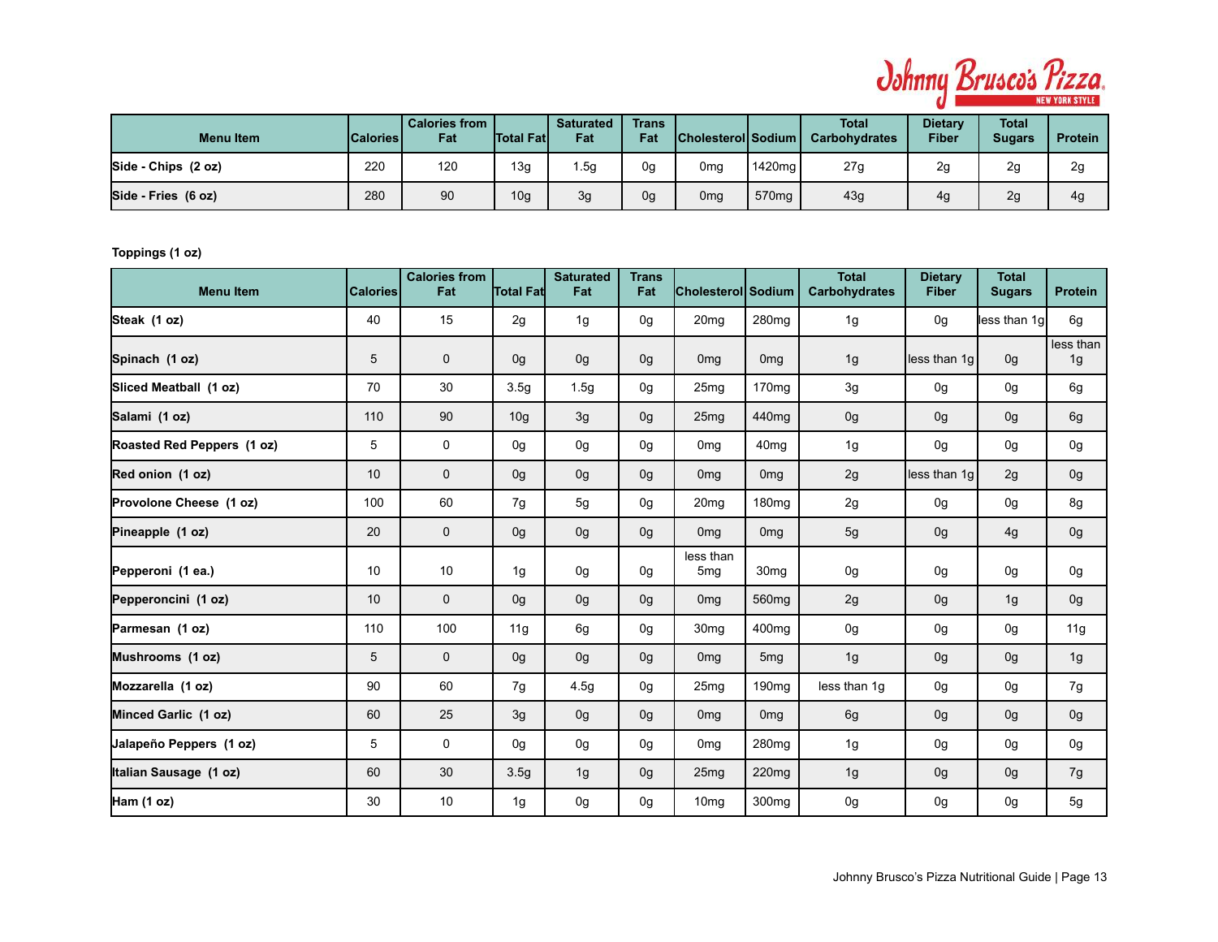| Menu Item | Calories | Calories from Fat | Total Fat | Saturated Fat | Trans Fat | Cholesterol | Sodium | Total Carbohydrates | Dietary Fiber | Total Sugars | Protein |
|---|---|---|---|---|---|---|---|---|---|---|---|
| **Side - Chips (2 oz)** | 220 | 120 | 13g | 1.5g | 0g | 0mg | 1420mg | 27g | 2g | 2g | 2g |
| **Side - Fries (6 oz)** | 280 | 90 | 10g | 3g | 0g | 0mg | 570mg | 43g | 4g | 2g | 4g |

**Toppings (1 oz)**

| Menu Item | Calories | Calories from Fat | Total Fat | Saturated Fat | Trans Fat | Cholesterol | Sodium | Total Carbohydrates | Dietary Fiber | Total Sugars | Protein |
|---|---|---|---|---|---|---|---|---|---|---|---|
| **Steak (1 oz)** | 40 | 15 | 2g | 1g | 0g | 20mg | 280mg | 1g | 0g | less than 1g | 6g |
| **Spinach (1 oz)** | 5 | 0 | 0g | 0g | 0g | 0mg | 0mg | 1g | less than 1g | 0g | less than 1g |
| **Sliced Meatball (1 oz)** | 70 | 30 | 3.5g | 1.5g | 0g | 25mg | 170mg | 3g | 0g | 0g | 6g |
| **Salami (1 oz)** | 110 | 90 | 10g | 3g | 0g | 25mg | 440mg | 0g | 0g | 0g | 6g |
| **Roasted Red Peppers (1 oz)** | 5 | 0 | 0g | 0g | 0g | 0mg | 40mg | 1g | 0g | 0g | 0g |
| **Red onion (1 oz)** | 10 | 0 | 0g | 0g | 0g | 0mg | 0mg | 2g | less than 1g | 2g | 0g |
| **Provolone Cheese (1 oz)** | 100 | 60 | 7g | 5g | 0g | 20mg | 180mg | 2g | 0g | 0g | 8g |
| **Pineapple (1 oz)** | 20 | 0 | 0g | 0g | 0g | 0mg | 0mg | 5g | 0g | 4g | 0g |
| **Pepperoni (1 ea.)** | 10 | 10 | 1g | 0g | 0g | less than 5mg | 30mg | 0g | 0g | 0g | 0g |
| **Pepperoncini (1 oz)** | 10 | 0 | 0g | 0g | 0g | 0mg | 560mg | 2g | 0g | 1g | 0g |
| **Parmesan (1 oz)** | 110 | 100 | 11g | 6g | 0g | 30mg | 400mg | 0g | 0g | 0g | 11g |
| **Mushrooms (1 oz)** | 5 | 0 | 0g | 0g | 0g | 0mg | 5mg | 1g | 0g | 0g | 1g |
| **Mozzarella (1 oz)** | 90 | 60 | 7g | 4.5g | 0g | 25mg | 190mg | less than 1g | 0g | 0g | 7g |
| **Minced Garlic (1 oz)** | 60 | 25 | 3g | 0g | 0g | 0mg | 0mg | 6g | 0g | 0g | 0g |
| **Jalapeño Peppers (1 oz)** | 5 | 0 | 0g | 0g | 0g | 0mg | 280mg | 1g | 0g | 0g | 0g |
| **Italian Sausage (1 oz)** | 60 | 30 | 3.5g | 1g | 0g | 25mg | 220mg | 1g | 0g | 0g | 7g |
| **Ham (1 oz)** | 30 | 10 | 1g | 0g | 0g | 10mg | 300mg | 0g | 0g | 0g | 5g |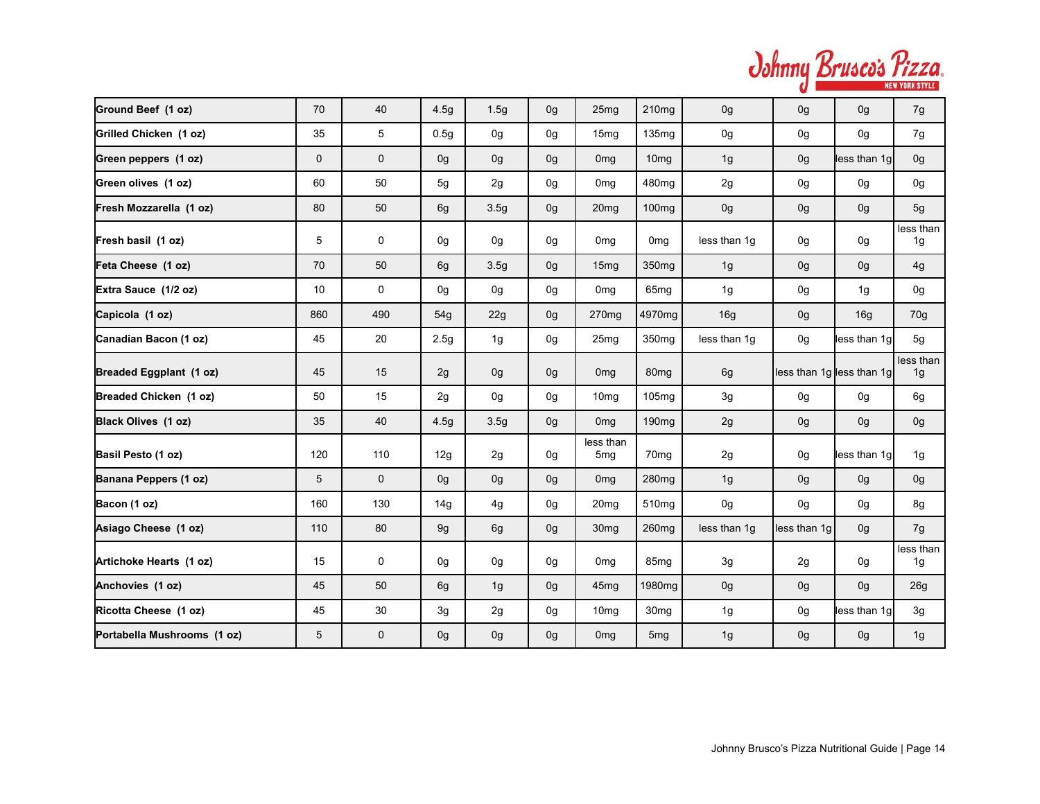| | | | | | | | | | | | |
|---|---|---|---|---|---|---|---|---|---|---|---|
| **Ground Beef (1 oz)** | 70 | 40 | 4.5g | 1.5g | 0g | 25mg | 210mg | 0g | 0g | 0g | 7g |
| **Grilled Chicken (1 oz)** | 35 | 5 | 0.5g | 0g | 0g | 15mg | 135mg | 0g | 0g | 0g | 7g |
| **Green peppers (1 oz)** | 0 | 0 | 0g | 0g | 0g | 0mg | 10mg | 1g | 0g | less than 1g | 0g |
| **Green olives (1 oz)** | 60 | 50 | 5g | 2g | 0g | 0mg | 480mg | 2g | 0g | 0g | 0g |
| **Fresh Mozzarella (1 oz)** | 80 | 50 | 6g | 3.5g | 0g | 20mg | 100mg | 0g | 0g | 0g | 5g |
| **Fresh basil (1 oz)** | 5 | 0 | 0g | 0g | 0g | 0mg | 0mg | less than 1g | 0g | 0g | less than 1g |
| **Feta Cheese (1 oz)** | 70 | 50 | 6g | 3.5g | 0g | 15mg | 350mg | 1g | 0g | 0g | 4g |
| **Extra Sauce (1/2 oz)** | 10 | 0 | 0g | 0g | 0g | 0mg | 65mg | 1g | 0g | 1g | 0g |
| **Capicola (1 oz)** | 860 | 490 | 54g | 22g | 0g | 270mg | 4970mg | 16g | 0g | 16g | 70g |
| **Canadian Bacon (1 oz)** | 45 | 20 | 2.5g | 1g | 0g | 25mg | 350mg | less than 1g | 0g | less than 1g | 5g |
| **Breaded Eggplant (1 oz)** | 45 | 15 | 2g | 0g | 0g | 0mg | 80mg | 6g | less than 1g | less than 1g | less than 1g |
| **Breaded Chicken (1 oz)** | 50 | 15 | 2g | 0g | 0g | 10mg | 105mg | 3g | 0g | 0g | 6g |
| **Black Olives (1 oz)** | 35 | 40 | 4.5g | 3.5g | 0g | 0mg | 190mg | 2g | 0g | 0g | 0g |
| **Basil Pesto (1 oz)** | 120 | 110 | 12g | 2g | 0g | less than 5mg | 70mg | 2g | 0g | less than 1g | 1g |
| **Banana Peppers (1 oz)** | 5 | 0 | 0g | 0g | 0g | 0mg | 280mg | 1g | 0g | 0g | 0g |
| **Bacon (1 oz)** | 160 | 130 | 14g | 4g | 0g | 20mg | 510mg | 0g | 0g | 0g | 8g |
| **Asiago Cheese (1 oz)** | 110 | 80 | 9g | 6g | 0g | 30mg | 260mg | less than 1g | less than 1g | 0g | 7g |
| **Artichoke Hearts (1 oz)** | 15 | 0 | 0g | 0g | 0g | 0mg | 85mg | 3g | 2g | 0g | less than 1g |
| **Anchovies (1 oz)** | 45 | 50 | 6g | 1g | 0g | 45mg | 1980mg | 0g | 0g | 0g | 26g |
| **Ricotta Cheese (1 oz)** | 45 | 30 | 3g | 2g | 0g | 10mg | 30mg | 1g | 0g | less than 1g | 3g |
| **Portabella Mushrooms (1 oz)** | 5 | 0 | 0g | 0g | 0g | 0mg | 5mg | 1g | 0g | 0g | 1g |